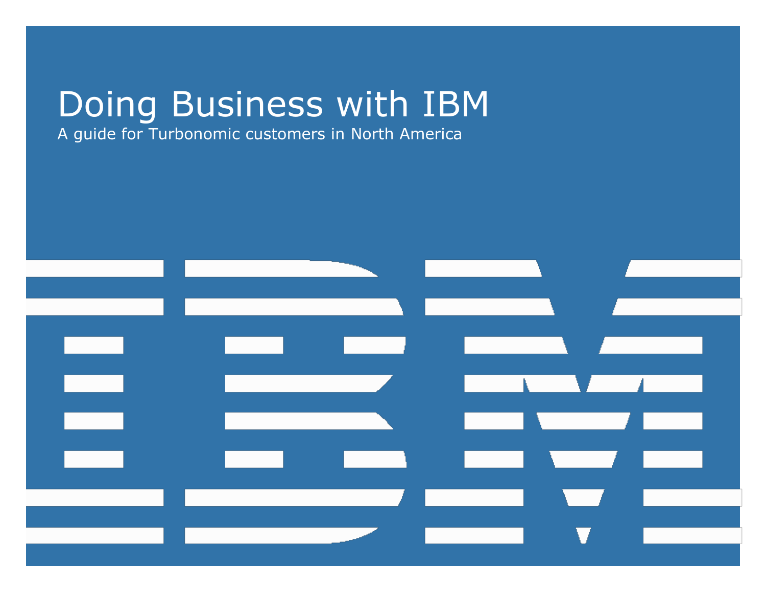# Doing Business with IBM

A guide for Turbonomic customers in North America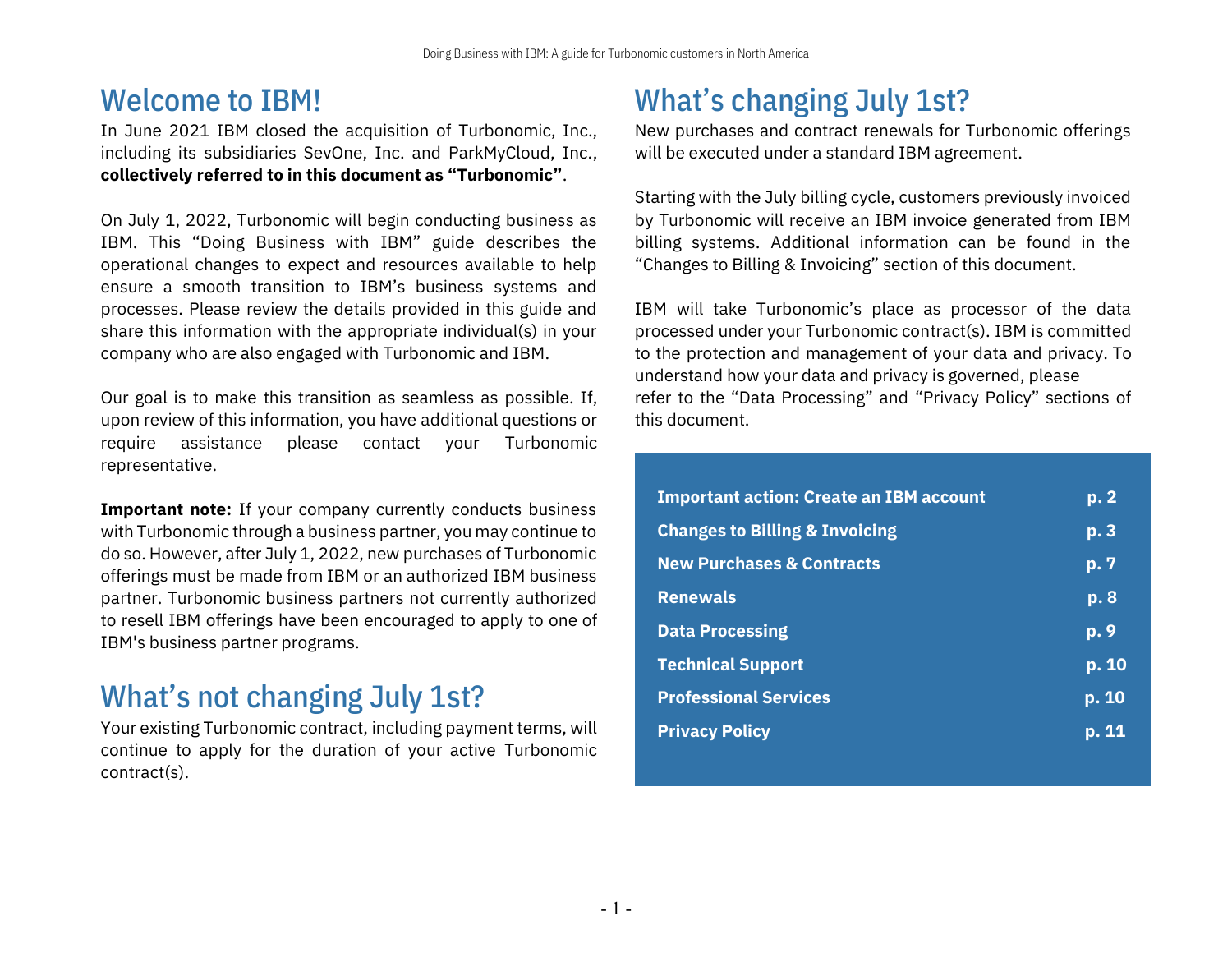# Welcome to IBM!

In June 2021 IBM closed the acquisition of Turbonomic, Inc., including its subsidiaries SevOne, Inc. and ParkMyCloud, Inc., **collectively referred to in this document as "Turbonomic"**.

On July 1, 2022, Turbonomic will begin conducting business as IBM. This "Doing Business with IBM" guide describes the operational changes to expect and resources available to help ensure a smooth transition to IBM's business systems and processes. Please review the details provided in this guide and share this information with the appropriate individual(s) in your company who are also engaged with Turbonomic and IBM.

Our goal is to make this transition as seamless as possible. If, upon review of this information, you have additional questions or require assistance please contact your Turbonomic representative.

**Important note:** If your company currently conducts business with Turbonomic through a business partner, you may continue to do so. However, after July 1, 2022, new purchases of Turbonomic offerings must be made from IBM or an authorized IBM business partner. Turbonomic business partners not currently authorized to resell IBM offerings have been encouraged to apply to one of IBM's business partner programs.

# What's not changing July 1st?

Your existing Turbonomic contract, including payment terms, will continue to apply for the duration of your active Turbonomic contract(s).

# What's changing July 1st?

New purchases and contract renewals for Turbonomic offerings will be executed under a standard IBM agreement.

Starting with the July billing cycle, customers previously invoiced by Turbonomic will receive an IBM invoice generated from IBM billing systems. Additional information can be found in the "Changes to Billing & Invoicing" section of this document.

IBM will take Turbonomic's place as processor of the data processed under your Turbonomic contract(s). IBM is committed to the protection and management of your data and privacy. To understand how your data and privacy is governed, please refer to the "Data Processing" and "Privacy Policy" sections of this document.

| | |
|---|---|
| **Important action: Create an IBM account** | **p. 2** |
| **Changes to Billing & Invoicing** | **p. 3** |
| **New Purchases & Contracts** | **p. 7** |
| **Renewals** | **p. 8** |
| **Data Processing** | **p. 9** |
| **Technical Support** | **p. 10** |
| **Professional Services** | **p. 10** |
| **Privacy Policy** | **p. 11** |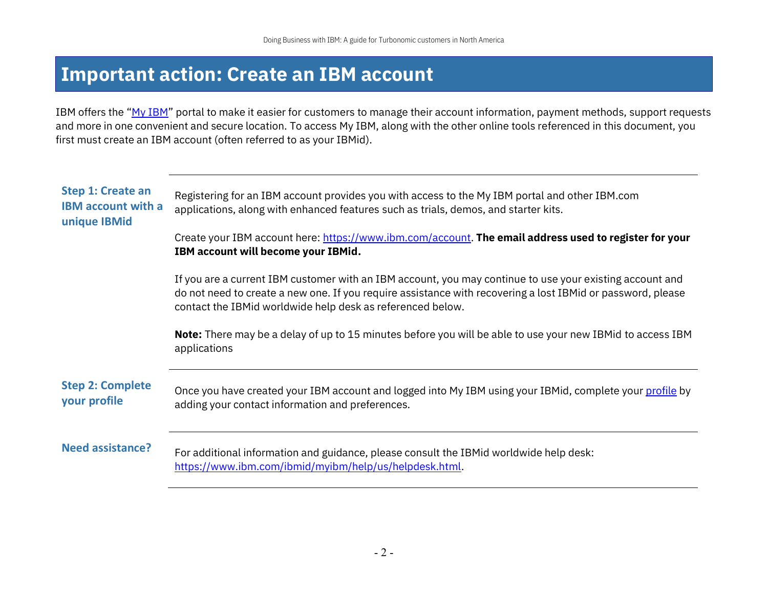# Important action: Create an IBM account

IBM offers the "My IBM" portal to make it easier for customers to manage their account information, payment methods, support requests and more in one convenient and secure location. To access My IBM, along with the other online tools referenced in this document, you first must create an IBM account (often referred to as your IBMid).

### Step 1: Create an IBM account with a unique IBMid

Registering for an IBM account provides you with access to the My IBM portal and other IBM.com applications, along with enhanced features such as trials, demos, and starter kits.

Create your IBM account here: https://www.ibm.com/account. **The email address used to register for your IBM account will become your IBMid.**

If you are a current IBM customer with an IBM account, you may continue to use your existing account and do not need to create a new one. If you require assistance with recovering a lost IBMid or password, please contact the IBMid worldwide help desk as referenced below.

**Note:** There may be a delay of up to 15 minutes before you will be able to use your new IBMid to access IBM applications

### Step 2: Complete your profile

Once you have created your IBM account and logged into My IBM using your IBMid, complete your profile by adding your contact information and preferences.

### Need assistance?

For additional information and guidance, please consult the IBMid worldwide help desk: https://www.ibm.com/ibmid/myibm/help/us/helpdesk.html.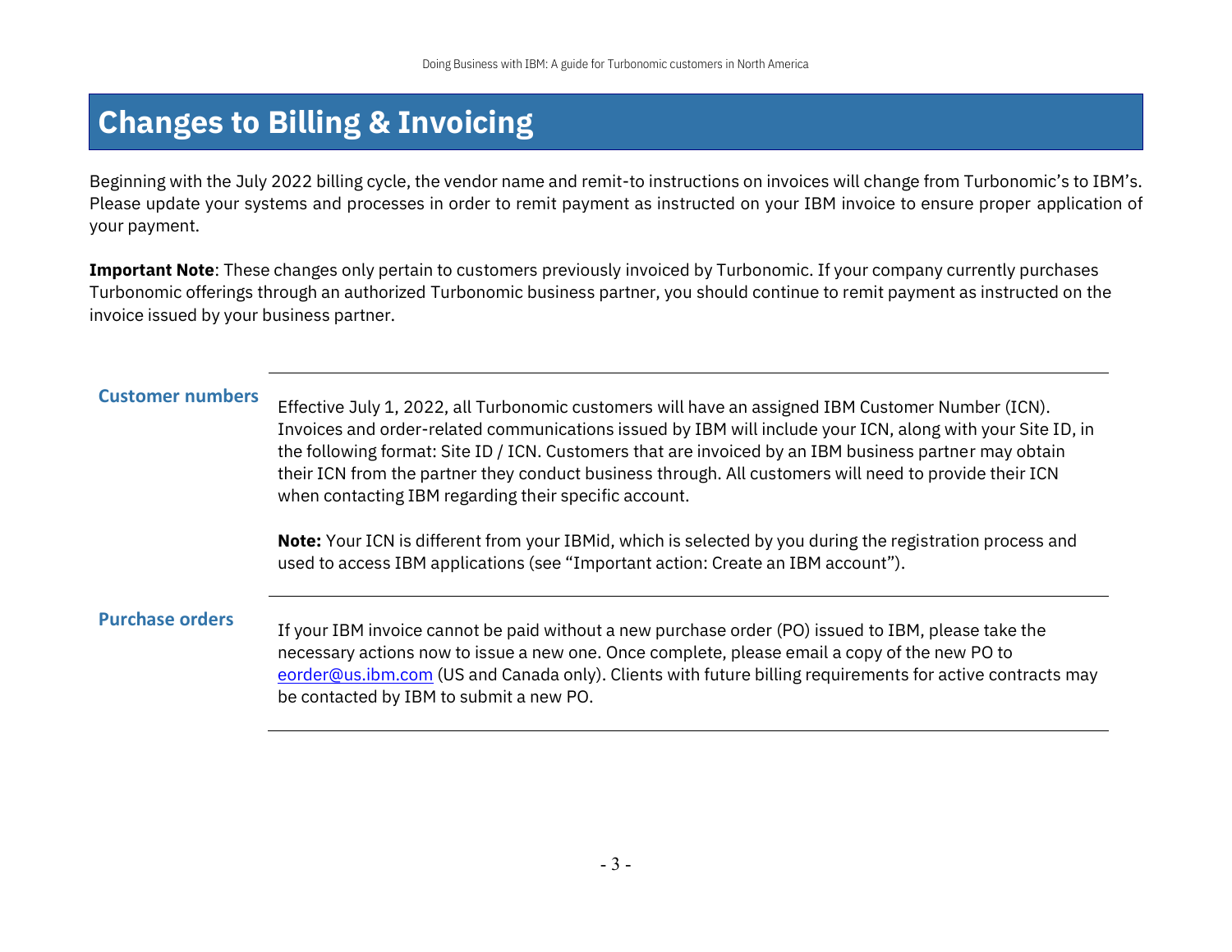# Changes to Billing & Invoicing

Beginning with the July 2022 billing cycle, the vendor name and remit-to instructions on invoices will change from Turbonomic's to IBM's. Please update your systems and processes in order to remit payment as instructed on your IBM invoice to ensure proper application of your payment.

**Important Note**: These changes only pertain to customers previously invoiced by Turbonomic. If your company currently purchases Turbonomic offerings through an authorized Turbonomic business partner, you should continue to remit payment as instructed on the invoice issued by your business partner.

### Customer numbers

Effective July 1, 2022, all Turbonomic customers will have an assigned IBM Customer Number (ICN). Invoices and order-related communications issued by IBM will include your ICN, along with your Site ID, in the following format: Site ID / ICN. Customers that are invoiced by an IBM business partner may obtain their ICN from the partner they conduct business through. All customers will need to provide their ICN when contacting IBM regarding their specific account.

**Note:** Your ICN is different from your IBMid, which is selected by you during the registration process and used to access IBM applications (see "Important action: Create an IBM account").

### Purchase orders

If your IBM invoice cannot be paid without a new purchase order (PO) issued to IBM, please take the necessary actions now to issue a new one. Once complete, please email a copy of the new PO to eorder@us.ibm.com (US and Canada only). Clients with future billing requirements for active contracts may be contacted by IBM to submit a new PO.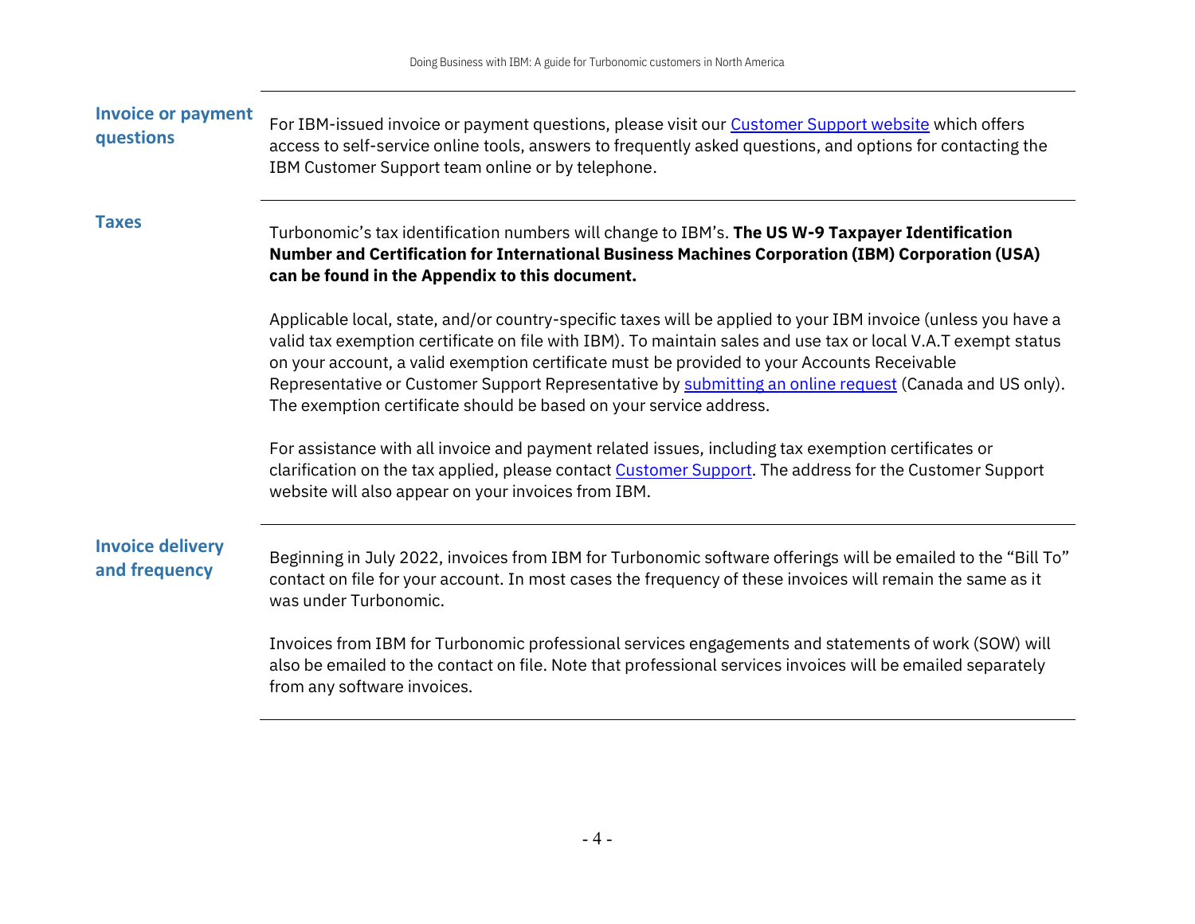### Invoice or payment questions

For IBM-issued invoice or payment questions, please visit our Customer Support website which offers access to self-service online tools, answers to frequently asked questions, and options for contacting the IBM Customer Support team online or by telephone.

### Taxes

Turbonomic's tax identification numbers will change to IBM's. **The US W-9 Taxpayer Identification Number and Certification for International Business Machines Corporation (IBM) Corporation (USA) can be found in the Appendix to this document.**

Applicable local, state, and/or country-specific taxes will be applied to your IBM invoice (unless you have a valid tax exemption certificate on file with IBM). To maintain sales and use tax or local V.A.T exempt status on your account, a valid exemption certificate must be provided to your Accounts Receivable Representative or Customer Support Representative by submitting an online request (Canada and US only). The exemption certificate should be based on your service address.

For assistance with all invoice and payment related issues, including tax exemption certificates or clarification on the tax applied, please contact Customer Support. The address for the Customer Support website will also appear on your invoices from IBM.

### Invoice delivery and frequency

Beginning in July 2022, invoices from IBM for Turbonomic software offerings will be emailed to the "Bill To" contact on file for your account. In most cases the frequency of these invoices will remain the same as it was under Turbonomic.

Invoices from IBM for Turbonomic professional services engagements and statements of work (SOW) will also be emailed to the contact on file. Note that professional services invoices will be emailed separately from any software invoices.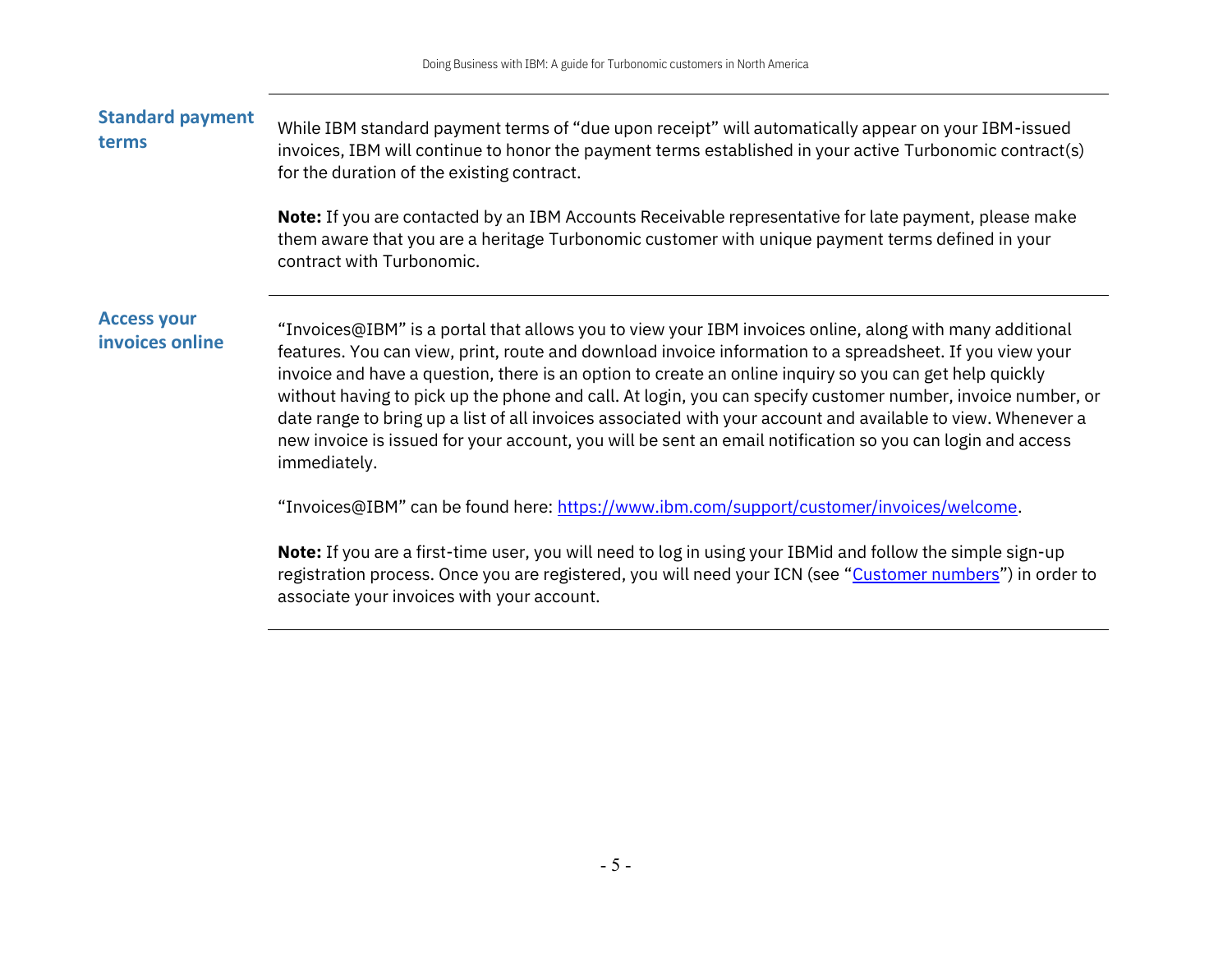## Standard payment terms

While IBM standard payment terms of “due upon receipt” will automatically appear on your IBM-issued invoices, IBM will continue to honor the payment terms established in your active Turbonomic contract(s) for the duration of the existing contract.

**Note:** If you are contacted by an IBM Accounts Receivable representative for late payment, please make them aware that you are a heritage Turbonomic customer with unique payment terms defined in your contract with Turbonomic.

## Access your invoices online

“Invoices@IBM” is a portal that allows you to view your IBM invoices online, along with many additional features. You can view, print, route and download invoice information to a spreadsheet. If you view your invoice and have a question, there is an option to create an online inquiry so you can get help quickly without having to pick up the phone and call. At login, you can specify customer number, invoice number, or date range to bring up a list of all invoices associated with your account and available to view. Whenever a new invoice is issued for your account, you will be sent an email notification so you can login and access immediately.

“Invoices@IBM” can be found here: [https://www.ibm.com/support/customer/invoices/welcome](https://www.ibm.com/support/customer/invoices/welcome).

**Note:** If you are a first-time user, you will need to log in using your IBMid and follow the simple sign-up registration process. Once you are registered, you will need your ICN (see “Customer numbers”) in order to associate your invoices with your account.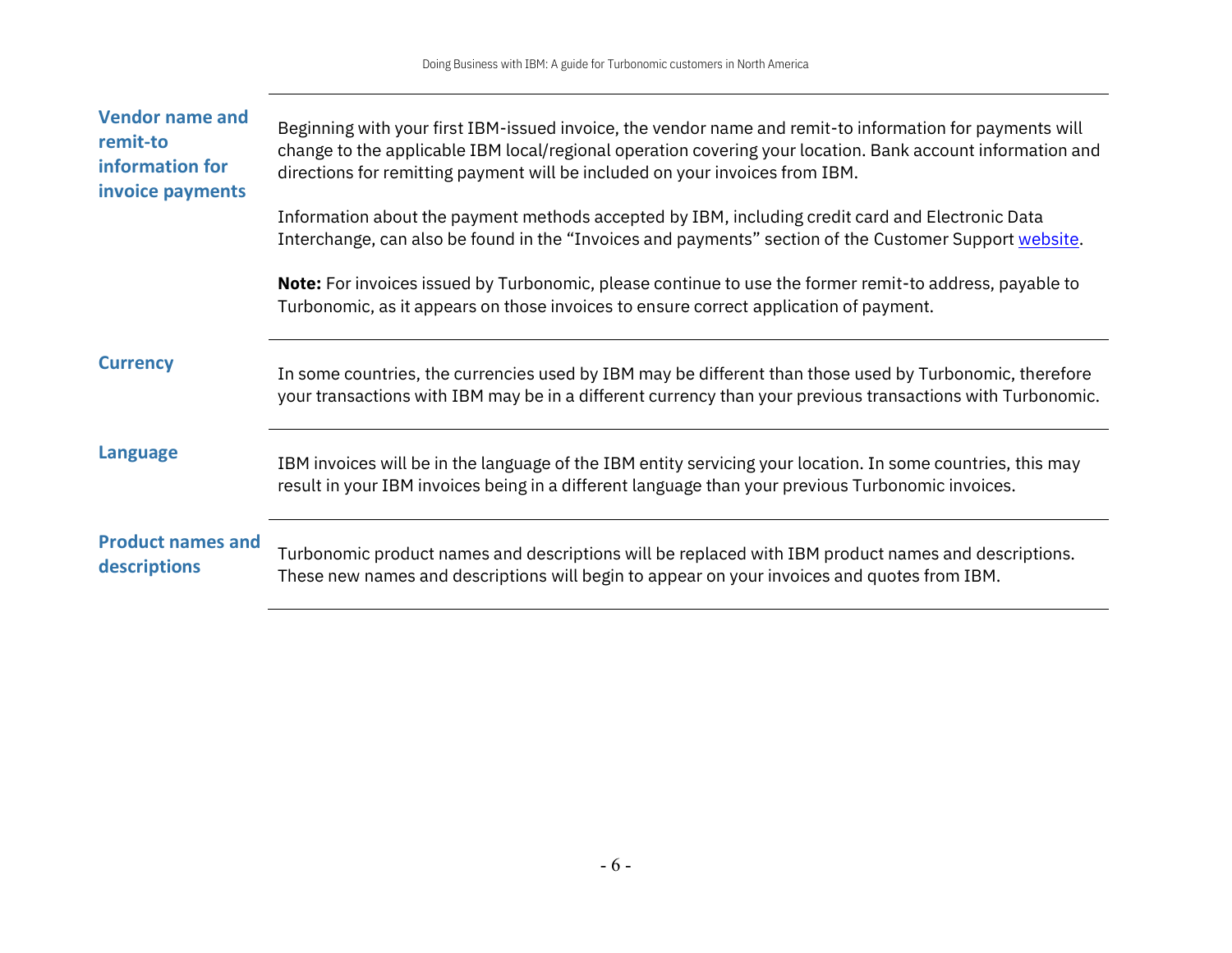| | |
|---|---|
| **Vendor name and remit-to information for invoice payments** | Beginning with your first IBM-issued invoice, the vendor name and remit-to information for payments will change to the applicable IBM local/regional operation covering your location. Bank account information and directions for remitting payment will be included on your invoices from IBM.<br><br>Information about the payment methods accepted by IBM, including credit card and Electronic Data Interchange, can also be found in the "Invoices and payments" section of the Customer Support website.<br><br>**Note:** For invoices issued by Turbonomic, please continue to use the former remit-to address, payable to Turbonomic, as it appears on those invoices to ensure correct application of payment. |
| **Currency** | In some countries, the currencies used by IBM may be different than those used by Turbonomic, therefore your transactions with IBM may be in a different currency than your previous transactions with Turbonomic. |
| **Language** | IBM invoices will be in the language of the IBM entity servicing your location. In some countries, this may result in your IBM invoices being in a different language than your previous Turbonomic invoices. |
| **Product names and descriptions** | Turbonomic product names and descriptions will be replaced with IBM product names and descriptions. These new names and descriptions will begin to appear on your invoices and quotes from IBM. |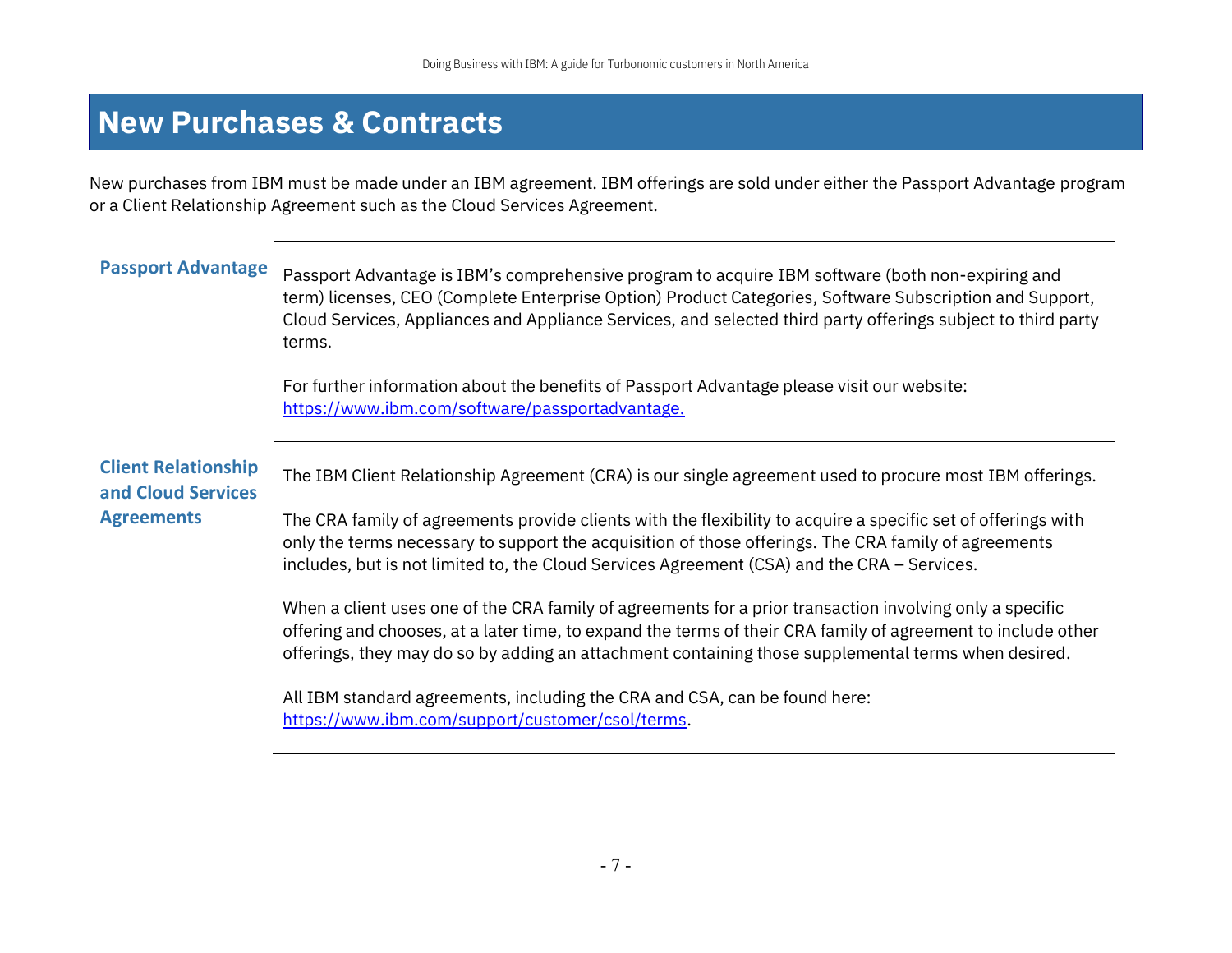# New Purchases & Contracts

New purchases from IBM must be made under an IBM agreement. IBM offerings are sold under either the Passport Advantage program or a Client Relationship Agreement such as the Cloud Services Agreement.

## Passport Advantage

Passport Advantage is IBM's comprehensive program to acquire IBM software (both non-expiring and term) licenses, CEO (Complete Enterprise Option) Product Categories, Software Subscription and Support, Cloud Services, Appliances and Appliance Services, and selected third party offerings subject to third party terms.

For further information about the benefits of Passport Advantage please visit our website: [https://www.ibm.com/software/passportadvantage.](https://www.ibm.com/software/passportadvantage)

## Client Relationship and Cloud Services Agreements

The IBM Client Relationship Agreement (CRA) is our single agreement used to procure most IBM offerings.

The CRA family of agreements provide clients with the flexibility to acquire a specific set of offerings with only the terms necessary to support the acquisition of those offerings. The CRA family of agreements includes, but is not limited to, the Cloud Services Agreement (CSA) and the CRA – Services.

When a client uses one of the CRA family of agreements for a prior transaction involving only a specific offering and chooses, at a later time, to expand the terms of their CRA family of agreement to include other offerings, they may do so by adding an attachment containing those supplemental terms when desired.

All IBM standard agreements, including the CRA and CSA, can be found here: [https://www.ibm.com/support/customer/csol/terms](https://www.ibm.com/support/customer/csol/terms).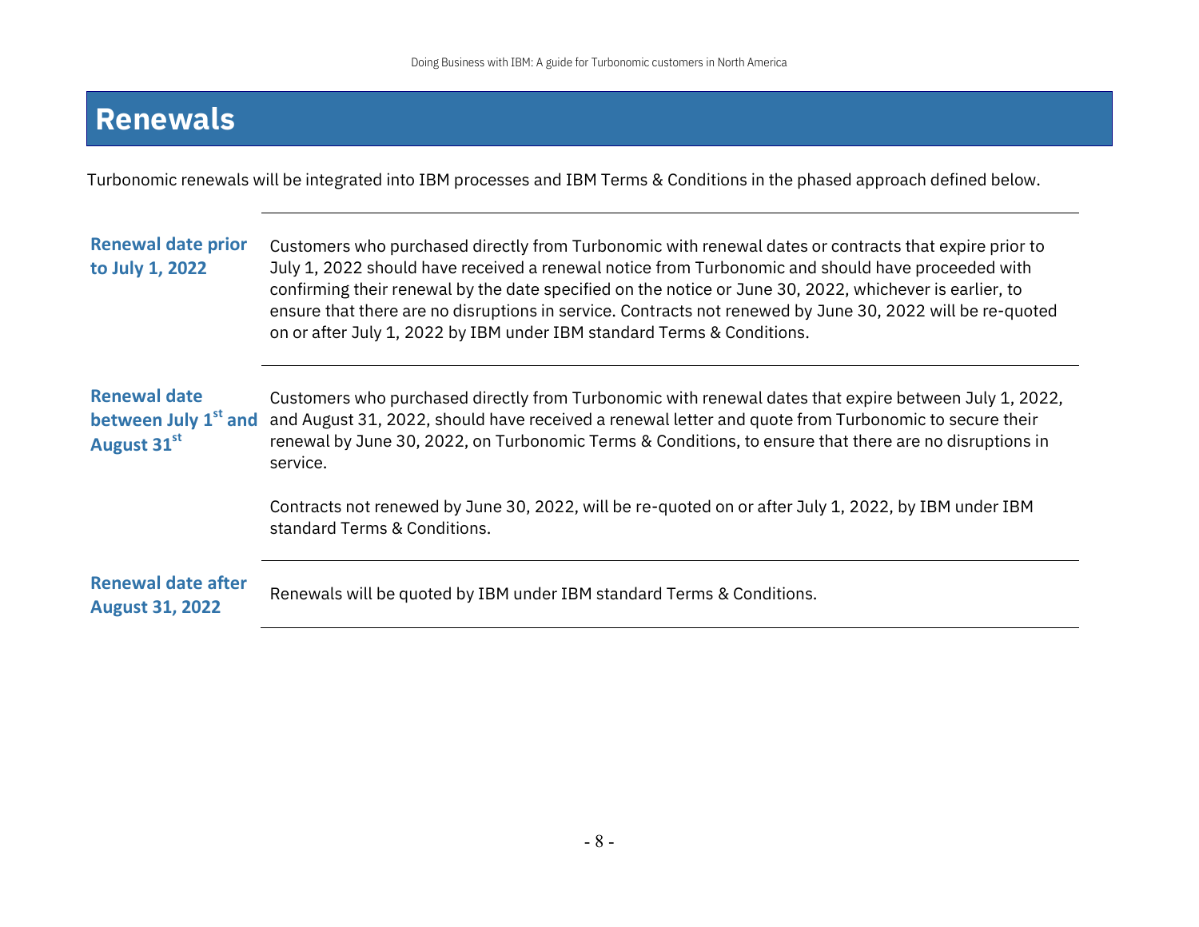# Renewals

Turbonomic renewals will be integrated into IBM processes and IBM Terms & Conditions in the phased approach defined below.

| | |
|---|---|
| **Renewal date prior to July 1, 2022** | Customers who purchased directly from Turbonomic with renewal dates or contracts that expire prior to July 1, 2022 should have received a renewal notice from Turbonomic and should have proceeded with confirming their renewal by the date specified on the notice or June 30, 2022, whichever is earlier, to ensure that there are no disruptions in service. Contracts not renewed by June 30, 2022 will be re-quoted on or after July 1, 2022 by IBM under IBM standard Terms & Conditions. |
| **Renewal date between July 1st and August 31st** | Customers who purchased directly from Turbonomic with renewal dates that expire between July 1, 2022, and August 31, 2022, should have received a renewal letter and quote from Turbonomic to secure their renewal by June 30, 2022, on Turbonomic Terms & Conditions, to ensure that there are no disruptions in service.<br><br>Contracts not renewed by June 30, 2022, will be re-quoted on or after July 1, 2022, by IBM under IBM standard Terms & Conditions. |
| **Renewal date after August 31, 2022** | Renewals will be quoted by IBM under IBM standard Terms & Conditions. |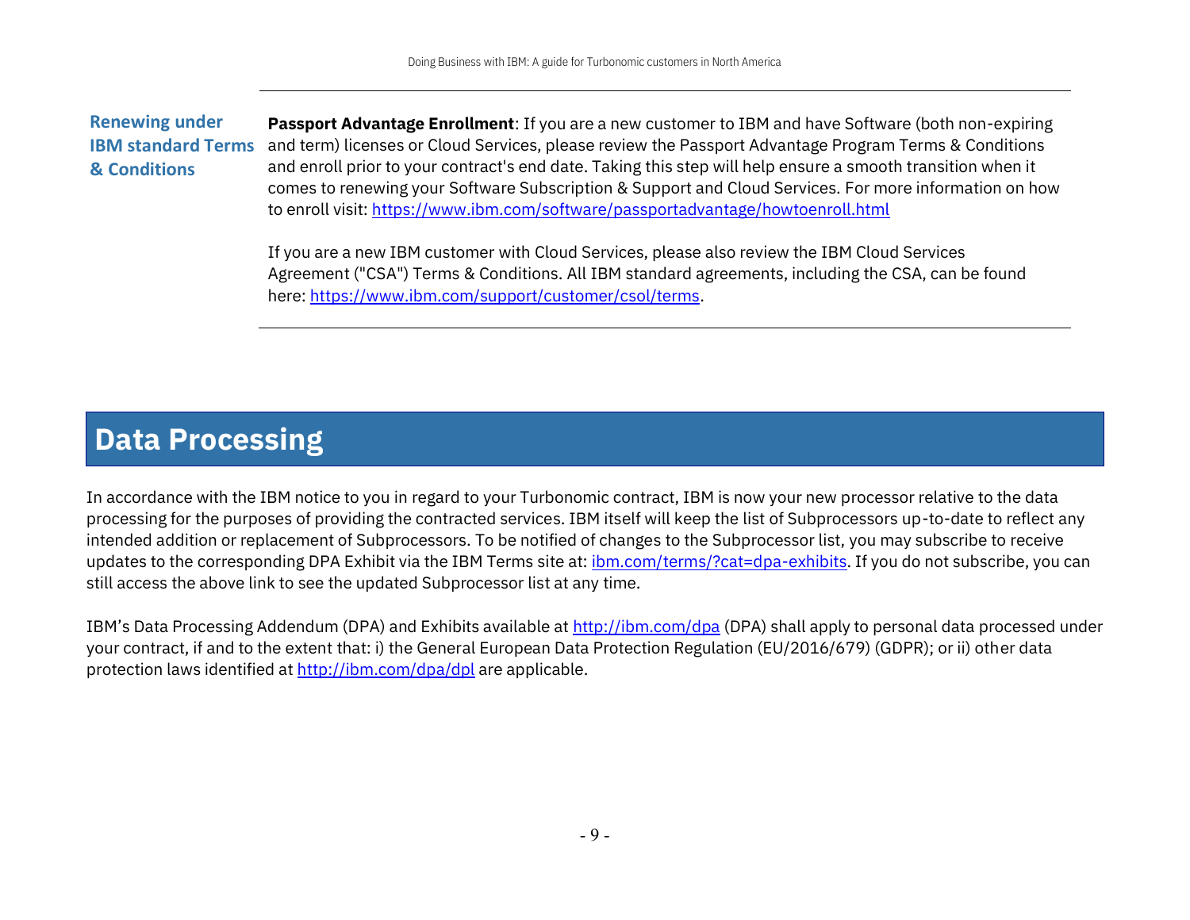**Renewing under IBM standard Terms & Conditions**

**Passport Advantage Enrollment**: If you are a new customer to IBM and have Software (both non-expiring and term) licenses or Cloud Services, please review the Passport Advantage Program Terms & Conditions and enroll prior to your contract's end date. Taking this step will help ensure a smooth transition when it comes to renewing your Software Subscription & Support and Cloud Services. For more information on how to enroll visit: https://www.ibm.com/software/passportadvantage/howtoenroll.html

If you are a new IBM customer with Cloud Services, please also review the IBM Cloud Services Agreement ("CSA") Terms & Conditions. All IBM standard agreements, including the CSA, can be found here: https://www.ibm.com/support/customer/csol/terms.

# Data Processing

In accordance with the IBM notice to you in regard to your Turbonomic contract, IBM is now your new processor relative to the data processing for the purposes of providing the contracted services. IBM itself will keep the list of Subprocessors up-to-date to reflect any intended addition or replacement of Subprocessors. To be notified of changes to the Subprocessor list, you may subscribe to receive updates to the corresponding DPA Exhibit via the IBM Terms site at: ibm.com/terms/?cat=dpa-exhibits. If you do not subscribe, you can still access the above link to see the updated Subprocessor list at any time.

IBM's Data Processing Addendum (DPA) and Exhibits available at http://ibm.com/dpa (DPA) shall apply to personal data processed under your contract, if and to the extent that: i) the General European Data Protection Regulation (EU/2016/679) (GDPR); or ii) other data protection laws identified at http://ibm.com/dpa/dpl are applicable.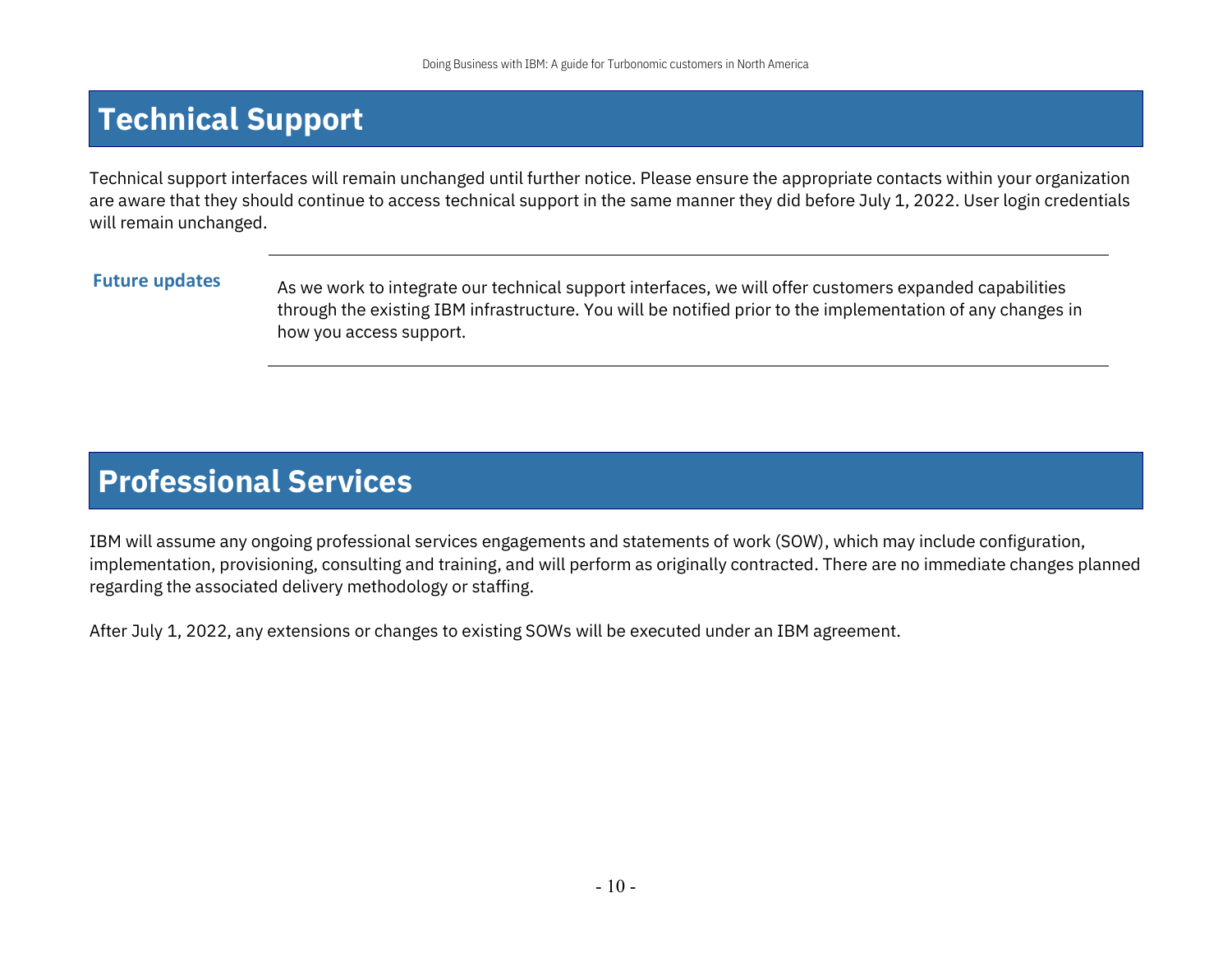# Technical Support

Technical support interfaces will remain unchanged until further notice. Please ensure the appropriate contacts within your organization are aware that they should continue to access technical support in the same manner they did before July 1, 2022. User login credentials will remain unchanged.

### Future updates

As we work to integrate our technical support interfaces, we will offer customers expanded capabilities through the existing IBM infrastructure. You will be notified prior to the implementation of any changes in how you access support.

# Professional Services

IBM will assume any ongoing professional services engagements and statements of work (SOW), which may include configuration, implementation, provisioning, consulting and training, and will perform as originally contracted. There are no immediate changes planned regarding the associated delivery methodology or staffing.

After July 1, 2022, any extensions or changes to existing SOWs will be executed under an IBM agreement.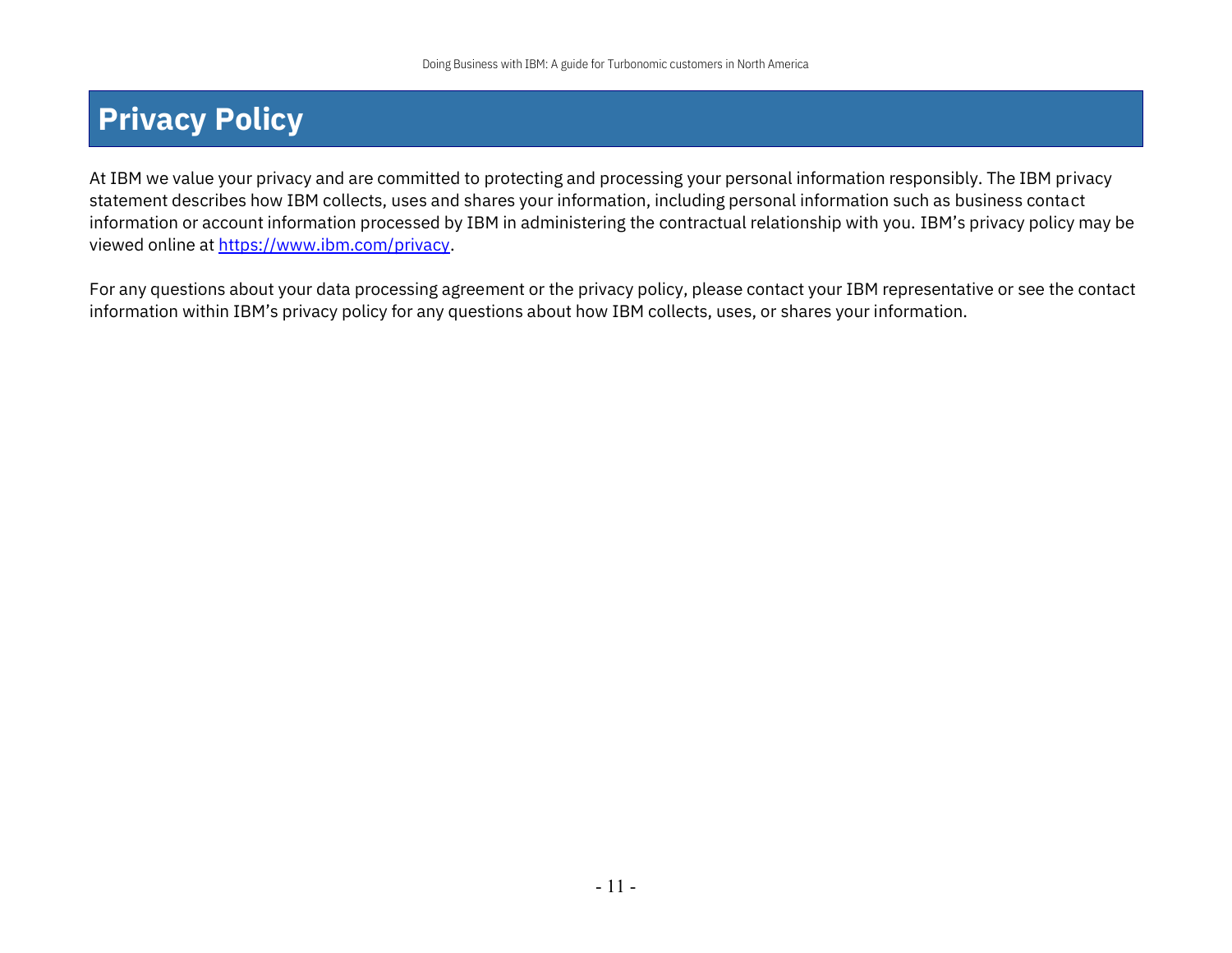# Privacy Policy

At IBM we value your privacy and are committed to protecting and processing your personal information responsibly. The IBM privacy statement describes how IBM collects, uses and shares your information, including personal information such as business contact information or account information processed by IBM in administering the contractual relationship with you. IBM's privacy policy may be viewed online at [https://www.ibm.com/privacy](https://www.ibm.com/privacy).

For any questions about your data processing agreement or the privacy policy, please contact your IBM representative or see the contact information within IBM's privacy policy for any questions about how IBM collects, uses, or shares your information.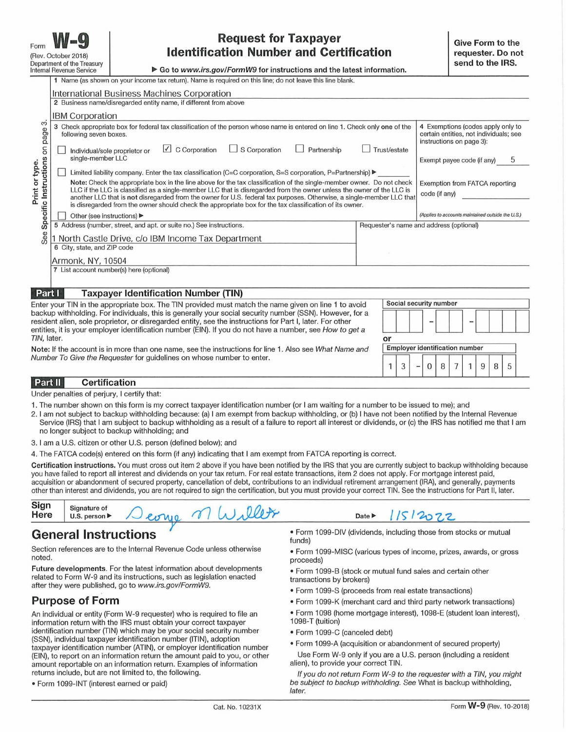Form **W-9** (Rev. October 2018) Department of the Treasury Internal Revenue Service

# Request for Taxpayer Identification Number and Certification

▶ Go to *www.irs.gov/FormW9* for instructions and the latest information.

**Give Form to the requester. Do not send to the IRS.**

Print or type. See Specific Instructions on page 3.

1 Name (as shown on your income tax return). Name is required on this line; do not leave this line blank.

International Business Machines Corporation

2 Business name/disregarded entity name, if different from above

IBM Corporation

3 Check appropriate box for federal tax classification of the person whose name is entered on line 1. Check only **one** of the following seven boxes.

☐ Individual/sole proprietor or single-member LLC ☑ C Corporation ☐ S Corporation ☐ Partnership ☐ Trust/estate

☐ Limited liability company. Enter the tax classification (C=C corporation, S=S corporation, P=Partnership) ▶ ________

**Note:** Check the appropriate box in the line above for the tax classification of the single-member owner. Do not check LLC if the LLC is classified as a single-member LLC that is disregarded from the owner unless the owner of the LLC is another LLC that is **not** disregarded from the owner for U.S. federal tax purposes. Otherwise, a single-member LLC that is disregarded from the owner should check the appropriate box for the tax classification of its owner.

☐ Other (see instructions) ▶

4 Exemptions (codes apply only to certain entities, not individuals; see instructions on page 3):

Exempt payee code (if any) 5

Exemption from FATCA reporting code (if any) ________

*(Applies to accounts maintained outside the U.S.)*

5 Address (number, street, and apt. or suite no.) See instructions.

1 North Castle Drive, c/o IBM Income Tax Department

Requester's name and address (optional)

6 City, state, and ZIP code

Armonk, NY, 10504

7 List account number(s) here (optional)

## Part I Taxpayer Identification Number (TIN)

Enter your TIN in the appropriate box. The TIN provided must match the name given on line 1 to avoid backup withholding. For individuals, this is generally your social security number (SSN). However, for a resident alien, sole proprietor, or disregarded entity, see the instructions for Part I, later. For other entities, it is your employer identification number (EIN). If you do not have a number, see *How to get a TIN,* later.

**Note:** If the account is in more than one name, see the instructions for line 1. Also see *What Name and Number To Give the Requester* for guidelines on whose number to enter.

Social security number: ___ – __ – ____

or

Employer identification number: 13 – 0871985

## Part II Certification

Under penalties of perjury, I certify that:

1. The number shown on this form is my correct taxpayer identification number (or I am waiting for a number to be issued to me); and
2. I am not subject to backup withholding because: (a) I am exempt from backup withholding, or (b) I have not been notified by the Internal Revenue Service (IRS) that I am subject to backup withholding as a result of a failure to report all interest or dividends, or (c) the IRS has notified me that I am no longer subject to backup withholding; and
3. I am a U.S. citizen or other U.S. person (defined below); and
4. The FATCA code(s) entered on this form (if any) indicating that I am exempt from FATCA reporting is correct.

**Certification instructions.** You must cross out item 2 above if you have been notified by the IRS that you are currently subject to backup withholding because you have failed to report all interest and dividends on your tax return. For real estate transactions, item 2 does not apply. For mortgage interest paid, acquisition or abandonment of secured property, cancellation of debt, contributions to an individual retirement arrangement (IRA), and generally, payments other than interest and dividends, you are not required to sign the certification, but you must provide your correct TIN. See the instructions for Part II, later.

**Sign Here** Signature of U.S. person ▶ George M Willett Date ▶ 1/5/2022

## General Instructions

Section references are to the Internal Revenue Code unless otherwise noted.

**Future developments**. For the latest information about developments related to Form W-9 and its instructions, such as legislation enacted after they were published, go to *www.irs.gov/FormW9.*

## Purpose of Form

An individual or entity (Form W-9 requester) who is required to file an information return with the IRS must obtain your correct taxpayer identification number (TIN) which may be your social security number (SSN), individual taxpayer identification number (ITIN), adoption taxpayer identification number (ATIN), or employer identification number (EIN), to report on an information return the amount paid to you, or other amount reportable on an information return. Examples of information returns include, but are not limited to, the following.

- Form 1099-INT (interest earned or paid)
- Form 1099-DIV (dividends, including those from stocks or mutual funds)
- Form 1099-MISC (various types of income, prizes, awards, or gross proceeds)
- Form 1099-B (stock or mutual fund sales and certain other transactions by brokers)
- Form 1099-S (proceeds from real estate transactions)
- Form 1099-K (merchant card and third party network transactions)
- Form 1098 (home mortgage interest), 1098-E (student loan interest), 1098-T (tuition)
- Form 1099-C (canceled debt)
- Form 1099-A (acquisition or abandonment of secured property)

Use Form W-9 only if you are a U.S. person (including a resident alien), to provide your correct TIN.

*If you do not return Form W-9 to the requester with a TIN, you might be subject to backup withholding. See* What is backup withholding, *later.*

Cat. No. 10231X Form **W-9** (Rev. 10-2018)